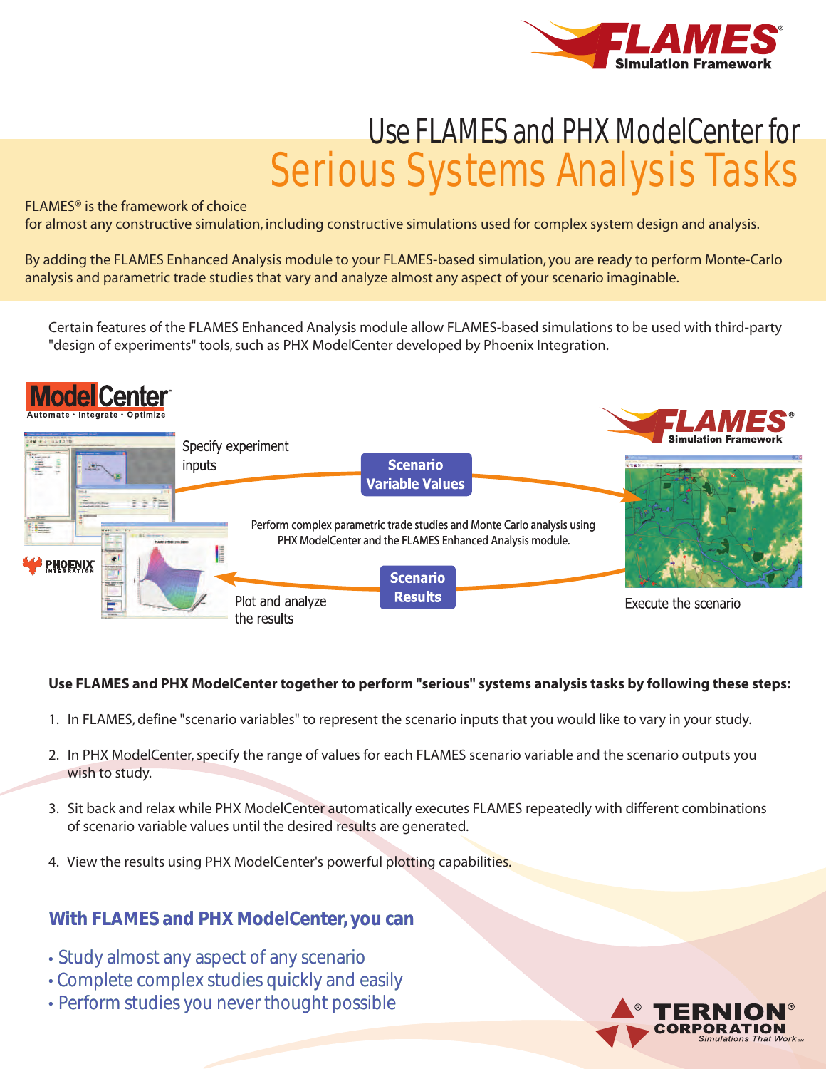# Use FLAMES and PHX ModelCenter for
# Serious Systems Analysis Tasks

FLAMES® is the framework of choice for almost any constructive simulation, including constructive simulations used for complex system design and analysis.

By adding the FLAMES Enhanced Analysis module to your FLAMES-based simulation, you are ready to perform Monte-Carlo analysis and parametric trade studies that vary and analyze almost any aspect of your scenario imaginable.

Certain features of the FLAMES Enhanced Analysis module allow FLAMES-based simulations to be used with third-party "design of experiments" tools, such as PHX ModelCenter developed by Phoenix Integration.

Specify experiment inputs

**Scenario Variable Values**

Perform complex parametric trade studies and Monte Carlo analysis using PHX ModelCenter and the FLAMES Enhanced Analysis module.

**Scenario Results**

Plot and analyze the results

Execute the scenario

**Use FLAMES and PHX ModelCenter together to perform "serious" systems analysis tasks by following these steps:**

1. In FLAMES, define "scenario variables" to represent the scenario inputs that you would like to vary in your study.
2. In PHX ModelCenter, specify the range of values for each FLAMES scenario variable and the scenario outputs you wish to study.
3. Sit back and relax while PHX ModelCenter automatically executes FLAMES repeatedly with different combinations of scenario variable values until the desired results are generated.
4. View the results using PHX ModelCenter's powerful plotting capabilities.

## With FLAMES and PHX ModelCenter, you can

- Study almost any aspect of any scenario
- Complete complex studies quickly and easily
- Perform studies you never thought possible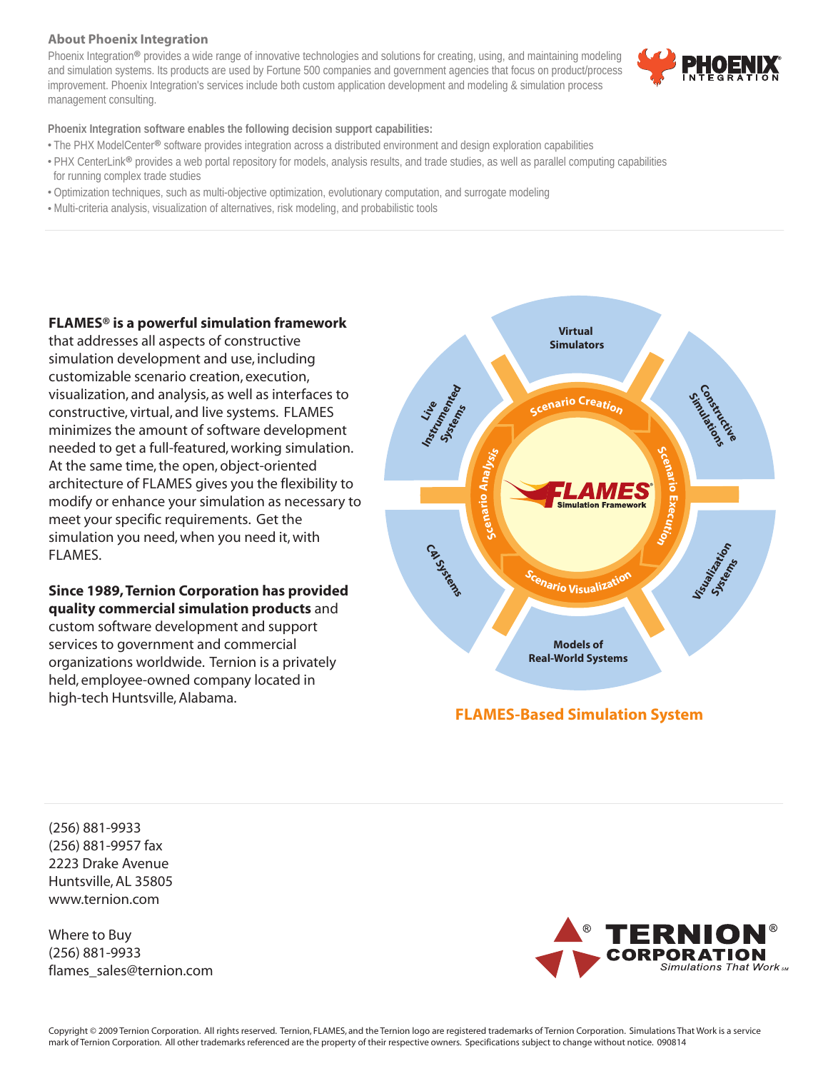## About Phoenix Integration

Phoenix Integration® provides a wide range of innovative technologies and solutions for creating, using, and maintaining modeling and simulation systems. Its products are used by Fortune 500 companies and government agencies that focus on product/process improvement. Phoenix Integration's services include both custom application development and modeling & simulation process management consulting.

PHOENIX® INTEGRATION

**Phoenix Integration software enables the following decision support capabilities:**

- The PHX ModelCenter® software provides integration across a distributed environment and design exploration capabilities
- PHX CenterLink® provides a web portal repository for models, analysis results, and trade studies, as well as parallel computing capabilities for running complex trade studies
- Optimization techniques, such as multi-objective optimization, evolutionary computation, and surrogate modeling
- Multi-criteria analysis, visualization of alternatives, risk modeling, and probabilistic tools

**FLAMES® is a powerful simulation framework** that addresses all aspects of constructive simulation development and use, including customizable scenario creation, execution, visualization, and analysis, as well as interfaces to constructive, virtual, and live systems. FLAMES minimizes the amount of software development needed to get a full-featured, working simulation. At the same time, the open, object-oriented architecture of FLAMES gives you the flexibility to modify or enhance your simulation as necessary to meet your specific requirements. Get the simulation you need, when you need it, with FLAMES.

**Since 1989, Ternion Corporation has provided quality commercial simulation products** and custom software development and support services to government and commercial organizations worldwide. Ternion is a privately held, employee-owned company located in high-tech Huntsville, Alabama.

Virtual Simulators
Constructive Simulations
Visualization Systems
Models of Real-World Systems
C4I Systems
Live Instrumented Systems
Scenario Creation
Scenario Execution
Scenario Visualization
Scenario Analysis
FLAMES® Simulation Framework

**FLAMES-Based Simulation System**

(256) 881-9933
(256) 881-9957 fax
2223 Drake Avenue
Huntsville, AL 35805
www.ternion.com

Where to Buy
(256) 881-9933
flames_sales@ternion.com

TERNION® CORPORATION
*Simulations That Work* SM

Copyright © 2009 Ternion Corporation. All rights reserved. Ternion, FLAMES, and the Ternion logo are registered trademarks of Ternion Corporation. Simulations That Work is a service mark of Ternion Corporation. All other trademarks referenced are the property of their respective owners. Specifications subject to change without notice. 090814